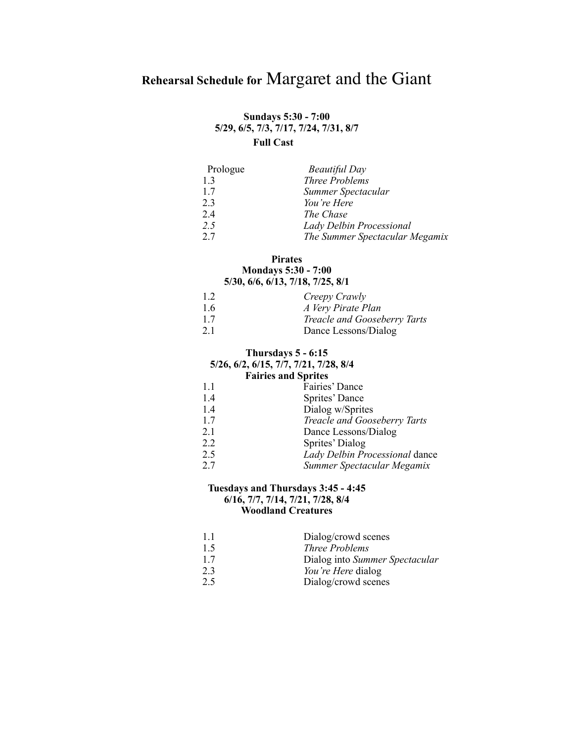# **Rehearsal Schedule for** Margaret and the Giant

**Sundays 5:30 - 7:00**
**5/29, 6/5, 7/3, 7/17, 7/24, 7/31, 8/7**
**Full Cast**

| | |
|---|---|
| Prologue | *Beautiful Day* |
| 1.3 | *Three Problems* |
| 1.7 | *Summer Spectacular* |
| 2.3 | *You're Here* |
| 2.4 | *The Chase* |
| *2.5* | *Lady Delbin Processional* |
| 2.7 | *The Summer Spectacular Megamix* |

**Pirates**
**Mondays 5:30 - 7:00**
**5/30, 6/6, 6/13, 7/18, 7/25, 8/1**

| | |
|---|---|
| 1.2 | *Creepy Crawly* |
| 1.6 | *A Very Pirate Plan* |
| 1.7 | *Treacle and Gooseberry Tarts* |
| 2.1 | Dance Lessons/Dialog |

**Thursdays 5 - 6:15**
**5/26, 6/2, 6/15, 7/7, 7/21, 7/28, 8/4**
**Fairies and Sprites**

| | |
|---|---|
| 1.1 | Fairies' Dance |
| 1.4 | Sprites' Dance |
| 1.4 | Dialog w/Sprites |
| 1.7 | *Treacle and Gooseberry Tarts* |
| 2.1 | Dance Lessons/Dialog |
| 2.2 | Sprites' Dialog |
| 2.5 | *Lady Delbin Processional* dance |
| 2.7 | *Summer Spectacular Megamix* |

**Tuesdays and Thursdays 3:45 - 4:45**
**6/16, 7/7, 7/14, 7/21, 7/28, 8/4**
**Woodland Creatures**

| | |
|---|---|
| 1.1 | Dialog/crowd scenes |
| 1.5 | *Three Problems* |
| 1.7 | Dialog into *Summer Spectacular* |
| 2.3 | *You're Here* dialog |
| 2.5 | Dialog/crowd scenes |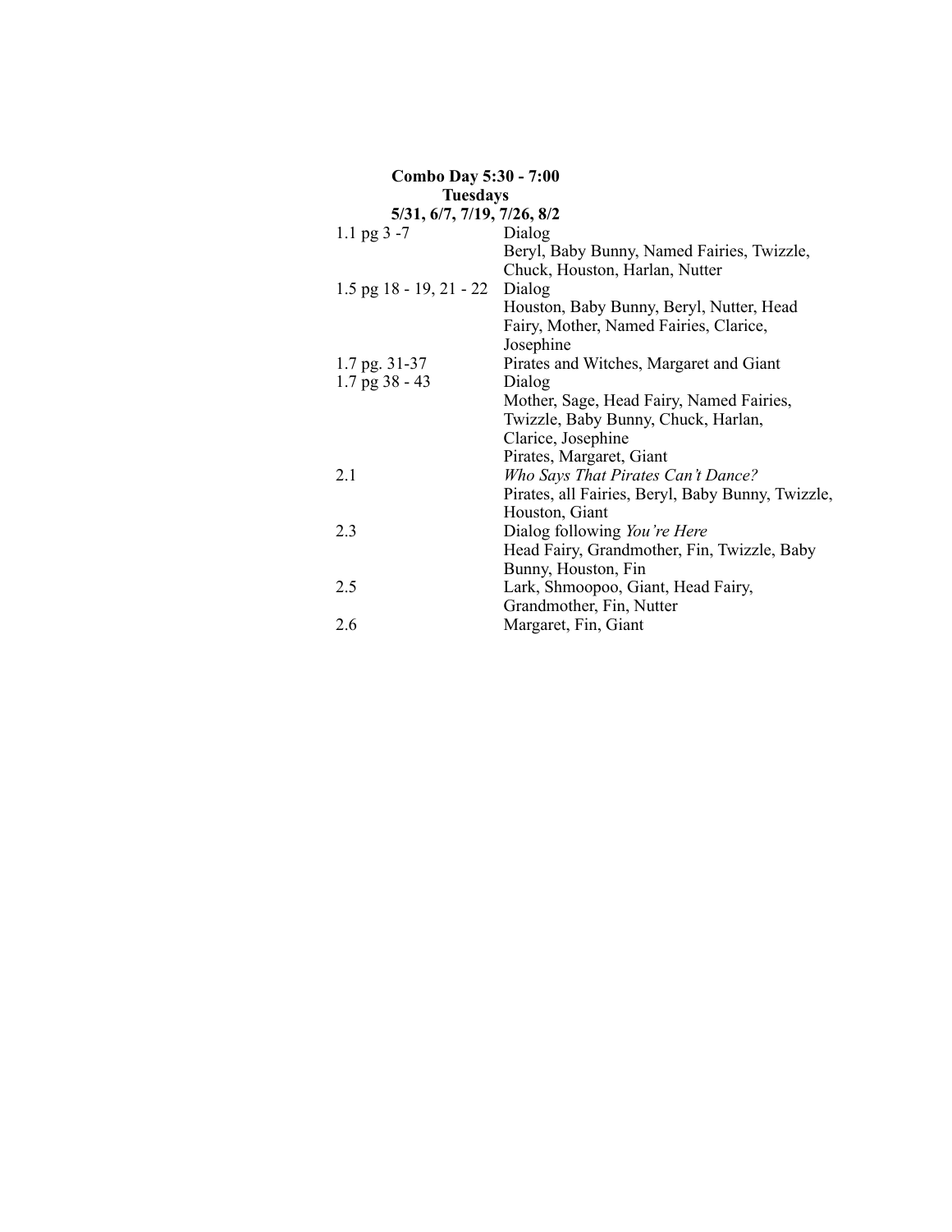**Combo Day 5:30 - 7:00**
**Tuesdays**
**5/31, 6/7, 7/19, 7/26, 8/2**

| | |
|---|---|
| 1.1 pg 3 -7 | Dialog<br>Beryl, Baby Bunny, Named Fairies, Twizzle, Chuck, Houston, Harlan, Nutter |
| 1.5 pg 18 - 19, 21 - 22 | Dialog<br>Houston, Baby Bunny, Beryl, Nutter, Head Fairy, Mother, Named Fairies, Clarice, Josephine |
| 1.7 pg. 31-37 | Pirates and Witches, Margaret and Giant |
| 1.7 pg 38 - 43 | Dialog<br>Mother, Sage, Head Fairy, Named Fairies, Twizzle, Baby Bunny, Chuck, Harlan, Clarice, Josephine<br>Pirates, Margaret, Giant |
| 2.1 | *Who Says That Pirates Can't Dance?*<br>Pirates, all Fairies, Beryl, Baby Bunny, Twizzle, Houston, Giant |
| 2.3 | Dialog following *You're Here*<br>Head Fairy, Grandmother, Fin, Twizzle, Baby Bunny, Houston, Fin |
| 2.5 | Lark, Shmoopoo, Giant, Head Fairy, Grandmother, Fin, Nutter |
| 2.6 | Margaret, Fin, Giant |